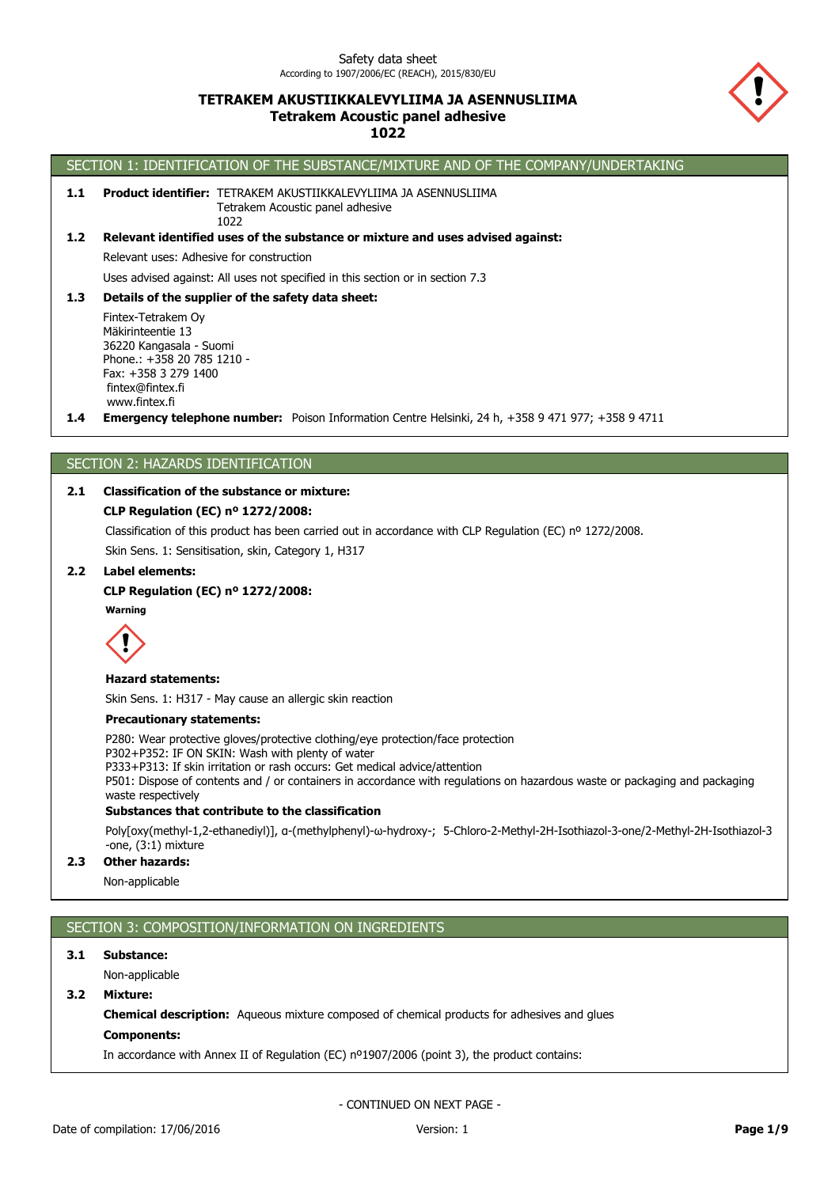Safety data sheet
According to 1907/2006/EC (REACH), 2015/830/EU

# TETRAKEM AKUSTIIKKALEVYLIIMA JA ASENNUSLIIMA
## Tetrakem Acoustic panel adhesive
## 1022

## SECTION 1: IDENTIFICATION OF THE SUBSTANCE/MIXTURE AND OF THE COMPANY/UNDERTAKING

**1.1 Product identifier:** TETRAKEM AKUSTIIKKALEVYLIIMA JA ASENNUSLIIMA
Tetrakem Acoustic panel adhesive
1022

**1.2 Relevant identified uses of the substance or mixture and uses advised against:**

Relevant uses: Adhesive for construction

Uses advised against: All uses not specified in this section or in section 7.3

**1.3 Details of the supplier of the safety data sheet:**

Fintex-Tetrakem Oy
Mäkirinteentie 13
36220 Kangasala - Suomi
Phone.: +358 20 785 1210 -
Fax: +358 3 279 1400
fintex@fintex.fi
www.fintex.fi

**1.4 Emergency telephone number:** Poison Information Centre Helsinki, 24 h, +358 9 471 977; +358 9 4711

## SECTION 2: HAZARDS IDENTIFICATION

**2.1 Classification of the substance or mixture:**

**CLP Regulation (EC) nº 1272/2008:**

Classification of this product has been carried out in accordance with CLP Regulation (EC) nº 1272/2008.

Skin Sens. 1: Sensitisation, skin, Category 1, H317

**2.2 Label elements:**

**CLP Regulation (EC) nº 1272/2008:**

**Warning**

**Hazard statements:**

Skin Sens. 1: H317 - May cause an allergic skin reaction

**Precautionary statements:**

P280: Wear protective gloves/protective clothing/eye protection/face protection
P302+P352: IF ON SKIN: Wash with plenty of water
P333+P313: If skin irritation or rash occurs: Get medical advice/attention
P501: Dispose of contents and / or containers in accordance with regulations on hazardous waste or packaging and packaging waste respectively

**Substances that contribute to the classification**

Poly[oxy(methyl-1,2-ethanediyl)], α-(methylphenyl)-ω-hydroxy-; 5-Chloro-2-Methyl-2H-Isothiazol-3-one/2-Methyl-2H-Isothiazol-3-one, (3:1) mixture

**2.3 Other hazards:**

Non-applicable

## SECTION 3: COMPOSITION/INFORMATION ON INGREDIENTS

**3.1 Substance:**

Non-applicable

**3.2 Mixture:**

**Chemical description:** Aqueous mixture composed of chemical products for adhesives and glues

**Components:**

In accordance with Annex II of Regulation (EC) nº1907/2006 (point 3), the product contains:

Date of compilation: 17/06/2016 Version: 1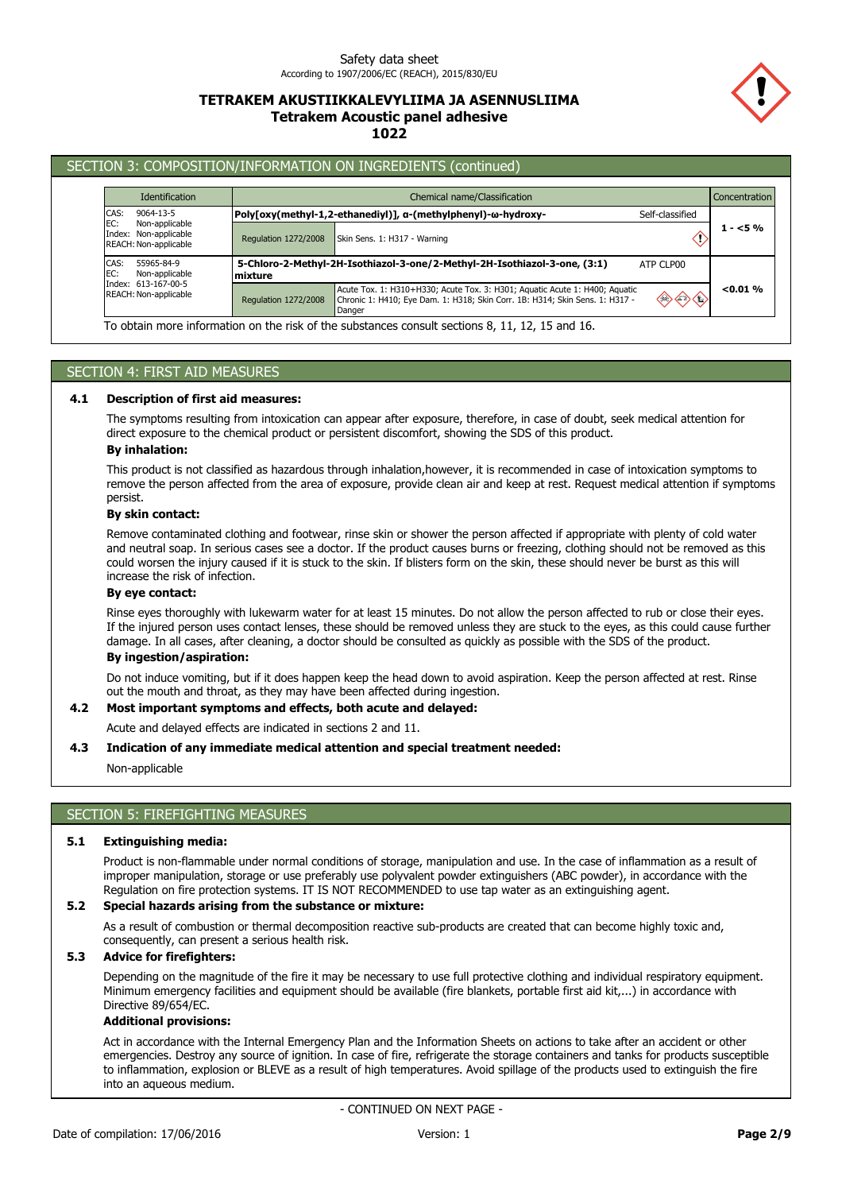## SECTION 3: COMPOSITION/INFORMATION ON INGREDIENTS (continued)

| Identification | Chemical name/Classification | | | Concentration |
|---|---|---|---|---|
| CAS: 9064-13-5<br>EC: Non-applicable<br>Index: Non-applicable<br>REACH: Non-applicable | **Poly[oxy(methyl-1,2-ethanediyl)], α-(methylphenyl)-ω-hydroxy-** | | Self-classified | **1 - <5 %** |
| | Regulation 1272/2008 | Skin Sens. 1: H317 - Warning | | |
| CAS: 55965-84-9<br>EC: Non-applicable<br>Index: 613-167-00-5<br>REACH: Non-applicable | **5-Chloro-2-Methyl-2H-Isothiazol-3-one/2-Methyl-2H-Isothiazol-3-one, (3:1) mixture** | | ATP CLP00 | **<0.01 %** |
| | Regulation 1272/2008 | Acute Tox. 1: H310+H330; Acute Tox. 3: H301; Aquatic Acute 1: H400; Aquatic Chronic 1: H410; Eye Dam. 1: H318; Skin Corr. 1B: H314; Skin Sens. 1: H317 - Danger | | |

To obtain more information on the risk of the substances consult sections 8, 11, 12, 15 and 16.

## SECTION 4: FIRST AID MEASURES

### 4.1 Description of first aid measures:

The symptoms resulting from intoxication can appear after exposure, therefore, in case of doubt, seek medical attention for direct exposure to the chemical product or persistent discomfort, showing the SDS of this product.

**By inhalation:**

This product is not classified as hazardous through inhalation,however, it is recommended in case of intoxication symptoms to remove the person affected from the area of exposure, provide clean air and keep at rest. Request medical attention if symptoms persist.

**By skin contact:**

Remove contaminated clothing and footwear, rinse skin or shower the person affected if appropriate with plenty of cold water and neutral soap. In serious cases see a doctor. If the product causes burns or freezing, clothing should not be removed as this could worsen the injury caused if it is stuck to the skin. If blisters form on the skin, these should never be burst as this will increase the risk of infection.

**By eye contact:**

Rinse eyes thoroughly with lukewarm water for at least 15 minutes. Do not allow the person affected to rub or close their eyes. If the injured person uses contact lenses, these should be removed unless they are stuck to the eyes, as this could cause further damage. In all cases, after cleaning, a doctor should be consulted as quickly as possible with the SDS of the product.

**By ingestion/aspiration:**

Do not induce vomiting, but if it does happen keep the head down to avoid aspiration. Keep the person affected at rest. Rinse out the mouth and throat, as they may have been affected during ingestion.

### 4.2 Most important symptoms and effects, both acute and delayed:

Acute and delayed effects are indicated in sections 2 and 11.

### 4.3 Indication of any immediate medical attention and special treatment needed:

Non-applicable

## SECTION 5: FIREFIGHTING MEASURES

### 5.1 Extinguishing media:

Product is non-flammable under normal conditions of storage, manipulation and use. In the case of inflammation as a result of improper manipulation, storage or use preferably use polyvalent powder extinguishers (ABC powder), in accordance with the Regulation on fire protection systems. IT IS NOT RECOMMENDED to use tap water as an extinguishing agent.

### 5.2 Special hazards arising from the substance or mixture:

As a result of combustion or thermal decomposition reactive sub-products are created that can become highly toxic and, consequently, can present a serious health risk.

### 5.3 Advice for firefighters:

Depending on the magnitude of the fire it may be necessary to use full protective clothing and individual respiratory equipment. Minimum emergency facilities and equipment should be available (fire blankets, portable first aid kit,...) in accordance with Directive 89/654/EC.

**Additional provisions:**

Act in accordance with the Internal Emergency Plan and the Information Sheets on actions to take after an accident or other emergencies. Destroy any source of ignition. In case of fire, refrigerate the storage containers and tanks for products susceptible to inflammation, explosion or BLEVE as a result of high temperatures. Avoid spillage of the products used to extinguish the fire into an aqueous medium.

- CONTINUED ON NEXT PAGE -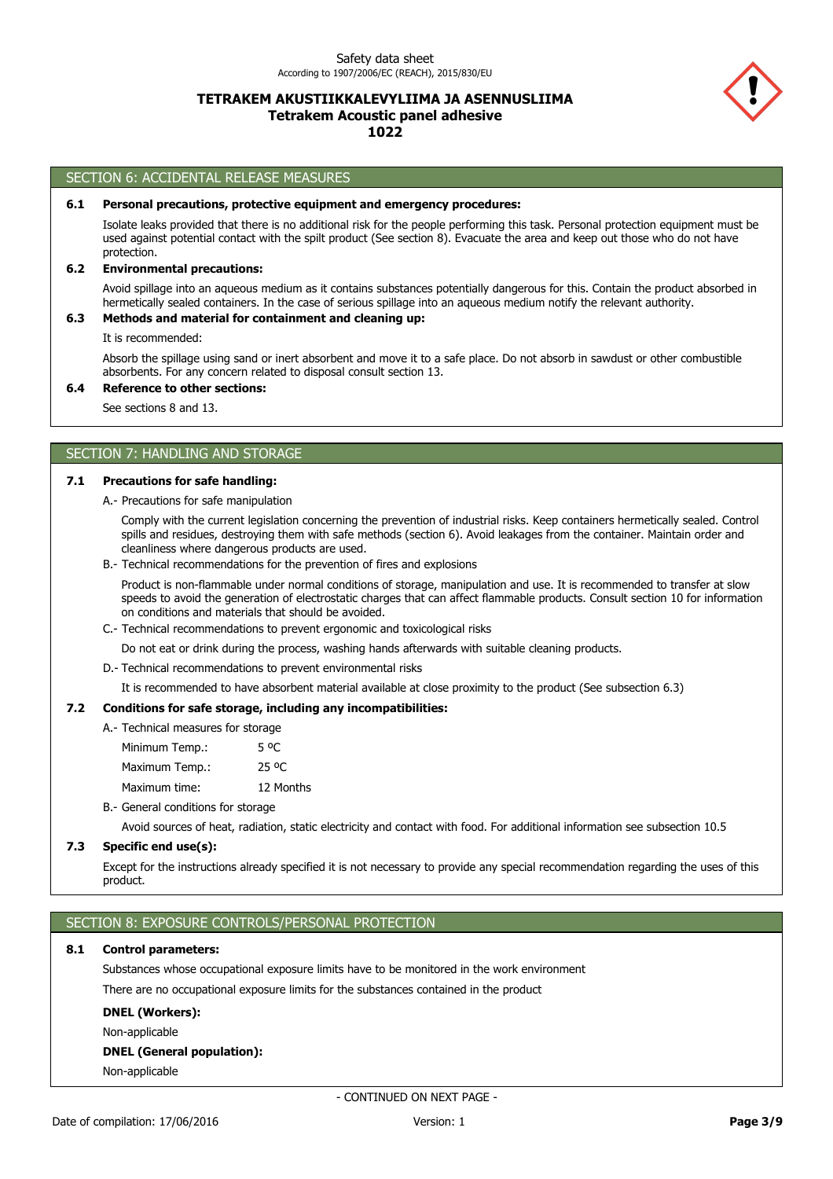## SECTION 6: ACCIDENTAL RELEASE MEASURES

### 6.1 Personal precautions, protective equipment and emergency procedures:

Isolate leaks provided that there is no additional risk for the people performing this task. Personal protection equipment must be used against potential contact with the spilt product (See section 8). Evacuate the area and keep out those who do not have protection.

### 6.2 Environmental precautions:

Avoid spillage into an aqueous medium as it contains substances potentially dangerous for this. Contain the product absorbed in hermetically sealed containers. In the case of serious spillage into an aqueous medium notify the relevant authority.

### 6.3 Methods and material for containment and cleaning up:

It is recommended:

Absorb the spillage using sand or inert absorbent and move it to a safe place. Do not absorb in sawdust or other combustible absorbents. For any concern related to disposal consult section 13.

### 6.4 Reference to other sections:

See sections 8 and 13.

## SECTION 7: HANDLING AND STORAGE

### 7.1 Precautions for safe handling:

A.- Precautions for safe manipulation

Comply with the current legislation concerning the prevention of industrial risks. Keep containers hermetically sealed. Control spills and residues, destroying them with safe methods (section 6). Avoid leakages from the container. Maintain order and cleanliness where dangerous products are used.

B.- Technical recommendations for the prevention of fires and explosions

Product is non-flammable under normal conditions of storage, manipulation and use. It is recommended to transfer at slow speeds to avoid the generation of electrostatic charges that can affect flammable products. Consult section 10 for information on conditions and materials that should be avoided.

C.- Technical recommendations to prevent ergonomic and toxicological risks

Do not eat or drink during the process, washing hands afterwards with suitable cleaning products.

D.- Technical recommendations to prevent environmental risks

It is recommended to have absorbent material available at close proximity to the product (See subsection 6.3)

### 7.2 Conditions for safe storage, including any incompatibilities:

A.- Technical measures for storage

| | |
|---|---|
| Minimum Temp.: | 5 ºC |
| Maximum Temp.: | 25 ºC |
| Maximum time: | 12 Months |

B.- General conditions for storage

Avoid sources of heat, radiation, static electricity and contact with food. For additional information see subsection 10.5

### 7.3 Specific end use(s):

Except for the instructions already specified it is not necessary to provide any special recommendation regarding the uses of this product.

## SECTION 8: EXPOSURE CONTROLS/PERSONAL PROTECTION

### 8.1 Control parameters:

Substances whose occupational exposure limits have to be monitored in the work environment

There are no occupational exposure limits for the substances contained in the product

**DNEL (Workers):**

Non-applicable

**DNEL (General population):**

Non-applicable

- CONTINUED ON NEXT PAGE -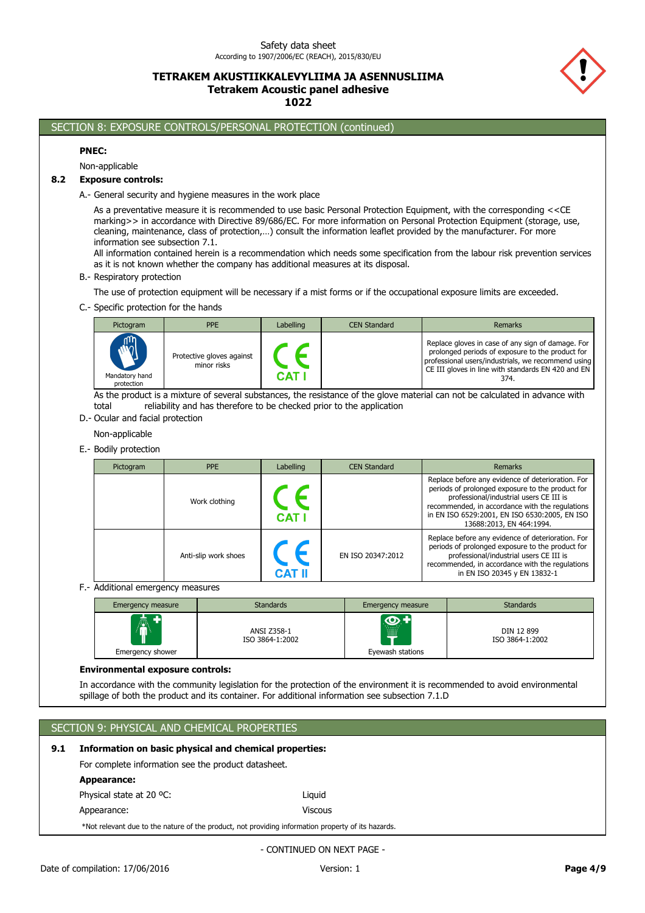## SECTION 8: EXPOSURE CONTROLS/PERSONAL PROTECTION (continued)

**PNEC:**

Non-applicable

### 8.2 Exposure controls:

A.- General security and hygiene measures in the work place

As a preventative measure it is recommended to use basic Personal Protection Equipment, with the corresponding <<CE marking>> in accordance with Directive 89/686/EC. For more information on Personal Protection Equipment (storage, use, cleaning, maintenance, class of protection,…) consult the information leaflet provided by the manufacturer. For more information see subsection 7.1.

All information contained herein is a recommendation which needs some specification from the labour risk prevention services as it is not known whether the company has additional measures at its disposal.

B.- Respiratory protection

The use of protection equipment will be necessary if a mist forms or if the occupational exposure limits are exceeded.

C.- Specific protection for the hands

| Pictogram | PPE | Labelling | CEN Standard | Remarks |
|---|---|---|---|---|
| Mandatory hand protection | Protective gloves against minor risks | CE CAT I | | Replace gloves in case of any sign of damage. For prolonged periods of exposure to the product for professional users/industrials, we recommend using CE III gloves in line with standards EN 420 and EN 374. |

As the product is a mixture of several substances, the resistance of the glove material can not be calculated in advance with total reliability and has therefore to be checked prior to the application

D.- Ocular and facial protection

Non-applicable

E.- Bodily protection

| Pictogram | PPE | Labelling | CEN Standard | Remarks |
|---|---|---|---|---|
| | Work clothing | CE CAT I | | Replace before any evidence of deterioration. For periods of prolonged exposure to the product for professional/industrial users CE III is recommended, in accordance with the regulations in EN ISO 6529:2001, EN ISO 6530:2005, EN ISO 13688:2013, EN 464:1994. |
| | Anti-slip work shoes | CE CAT II | EN ISO 20347:2012 | Replace before any evidence of deterioration. For periods of prolonged exposure to the product for professional/industrial users CE III is recommended, in accordance with the regulations in EN ISO 20345 y EN 13832-1 |

F.- Additional emergency measures

| Emergency measure | Standards | Emergency measure | Standards |
|---|---|---|---|
| Emergency shower | ANSI Z358-1<br>ISO 3864-1:2002 | Eyewash stations | DIN 12 899<br>ISO 3864-1:2002 |

**Environmental exposure controls:**

In accordance with the community legislation for the protection of the environment it is recommended to avoid environmental spillage of both the product and its container. For additional information see subsection 7.1.D

## SECTION 9: PHYSICAL AND CHEMICAL PROPERTIES

### 9.1 Information on basic physical and chemical properties:

For complete information see the product datasheet.

**Appearance:**

| | |
|---|---|
| Physical state at 20 ºC: | Liquid |
| Appearance: | Viscous |

*Not relevant due to the nature of the product, not providing information property of its hazards.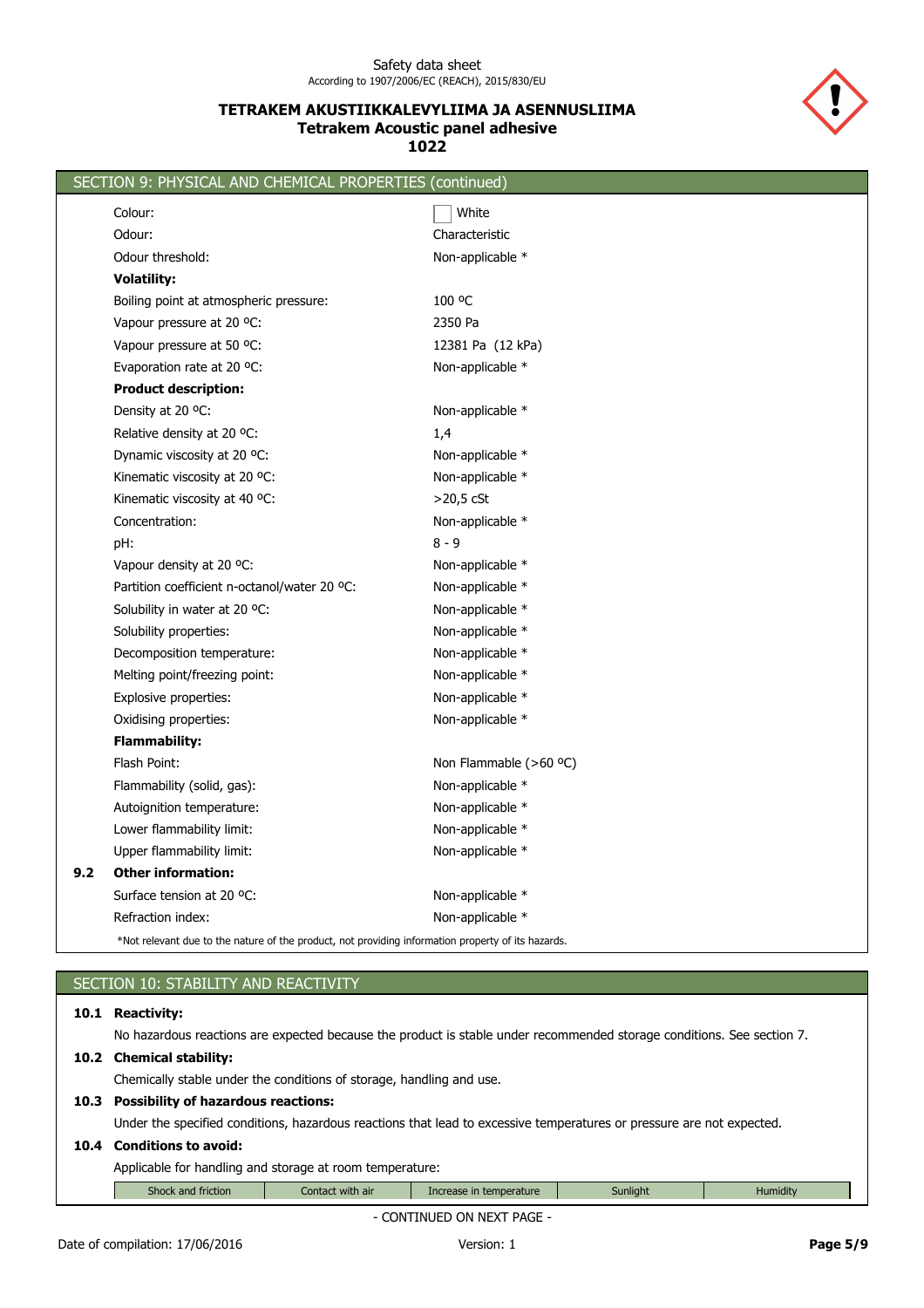## SECTION 9: PHYSICAL AND CHEMICAL PROPERTIES (continued)

| | |
|---|---|
| Colour: | White |
| Odour: | Characteristic |
| Odour threshold: | Non-applicable * |
| **Volatility:** | |
| Boiling point at atmospheric pressure: | 100 ºC |
| Vapour pressure at 20 ºC: | 2350 Pa |
| Vapour pressure at 50 ºC: | 12381 Pa (12 kPa) |
| Evaporation rate at 20 ºC: | Non-applicable * |
| **Product description:** | |
| Density at 20 ºC: | Non-applicable * |
| Relative density at 20 ºC: | 1,4 |
| Dynamic viscosity at 20 ºC: | Non-applicable * |
| Kinematic viscosity at 20 ºC: | Non-applicable * |
| Kinematic viscosity at 40 ºC: | >20,5 cSt |
| Concentration: | Non-applicable * |
| pH: | 8 - 9 |
| Vapour density at 20 ºC: | Non-applicable * |
| Partition coefficient n-octanol/water 20 ºC: | Non-applicable * |
| Solubility in water at 20 ºC: | Non-applicable * |
| Solubility properties: | Non-applicable * |
| Decomposition temperature: | Non-applicable * |
| Melting point/freezing point: | Non-applicable * |
| Explosive properties: | Non-applicable * |
| Oxidising properties: | Non-applicable * |
| **Flammability:** | |
| Flash Point: | Non Flammable (>60 ºC) |
| Flammability (solid, gas): | Non-applicable * |
| Autoignition temperature: | Non-applicable * |
| Lower flammability limit: | Non-applicable * |
| Upper flammability limit: | Non-applicable * |

### 9.2 Other information:

| | |
|---|---|
| Surface tension at 20 ºC: | Non-applicable * |
| Refraction index: | Non-applicable * |

*Not relevant due to the nature of the product, not providing information property of its hazards.

## SECTION 10: STABILITY AND REACTIVITY

### 10.1 Reactivity:

No hazardous reactions are expected because the product is stable under recommended storage conditions. See section 7.

### 10.2 Chemical stability:

Chemically stable under the conditions of storage, handling and use.

### 10.3 Possibility of hazardous reactions:

Under the specified conditions, hazardous reactions that lead to excessive temperatures or pressure are not expected.

### 10.4 Conditions to avoid:

Applicable for handling and storage at room temperature:

| Shock and friction | Contact with air | Increase in temperature | Sunlight | Humidity |
|---|---|---|---|---|

- CONTINUED ON NEXT PAGE -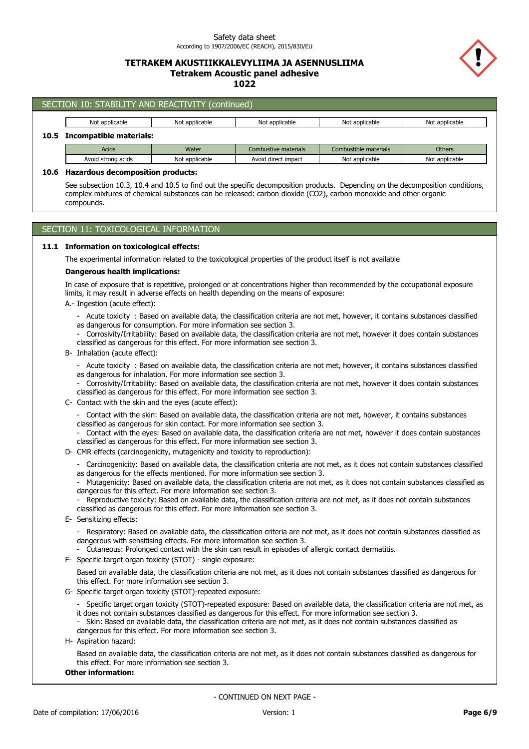## SECTION 10: STABILITY AND REACTIVITY (continued)

| Not applicable | Not applicable | Not applicable | Not applicable | Not applicable |
|---|---|---|---|---|

**10.5 Incompatible materials:**

| Acids | Water | Combustive materials | Combustible materials | Others |
|---|---|---|---|---|
| Avoid strong acids | Not applicable | Avoid direct impact | Not applicable | Not applicable |

**10.6 Hazardous decomposition products:**

See subsection 10.3, 10.4 and 10.5 to find out the specific decomposition products. Depending on the decomposition conditions, complex mixtures of chemical substances can be released: carbon dioxide ($CO_2$), carbon monoxide and other organic compounds.

## SECTION 11: TOXICOLOGICAL INFORMATION

**11.1 Information on toxicological effects:**

The experimental information related to the toxicological properties of the product itself is not available

**Dangerous health implications:**

In case of exposure that is repetitive, prolonged or at concentrations higher than recommended by the occupational exposure limits, it may result in adverse effects on health depending on the means of exposure:

A.- Ingestion (acute effect):

- Acute toxicity : Based on available data, the classification criteria are not met, however, it contains substances classified as dangerous for consumption. For more information see section 3.
- Corrosivity/Irritability: Based on available data, the classification criteria are not met, however it does contain substances classified as dangerous for this effect. For more information see section 3.

B- Inhalation (acute effect):

- Acute toxicity : Based on available data, the classification criteria are not met, however, it contains substances classified as dangerous for inhalation. For more information see section 3.
- Corrosivity/Irritability: Based on available data, the classification criteria are not met, however it does contain substances classified as dangerous for this effect. For more information see section 3.

C- Contact with the skin and the eyes (acute effect):

- Contact with the skin: Based on available data, the classification criteria are not met, however, it contains substances classified as dangerous for skin contact. For more information see section 3.
- Contact with the eyes: Based on available data, the classification criteria are not met, however it does contain substances classified as dangerous for this effect. For more information see section 3.

D- CMR effects (carcinogenicity, mutagenicity and toxicity to reproduction):

- Carcinogenicity: Based on available data, the classification criteria are not met, as it does not contain substances classified as dangerous for the effects mentioned. For more information see section 3.
- Mutagenicity: Based on available data, the classification criteria are not met, as it does not contain substances classified as dangerous for this effect. For more information see section 3.
- Reproductive toxicity: Based on available data, the classification criteria are not met, as it does not contain substances classified as dangerous for this effect. For more information see section 3.

E- Sensitizing effects:

- Respiratory: Based on available data, the classification criteria are not met, as it does not contain substances classified as dangerous with sensitising effects. For more information see section 3.
- Cutaneous: Prolonged contact with the skin can result in episodes of allergic contact dermatitis.

F- Specific target organ toxicity (STOT) - single exposure:

Based on available data, the classification criteria are not met, as it does not contain substances classified as dangerous for this effect. For more information see section 3.

G- Specific target organ toxicity (STOT)-repeated exposure:

- Specific target organ toxicity (STOT)-repeated exposure: Based on available data, the classification criteria are not met, as it does not contain substances classified as dangerous for this effect. For more information see section 3.
- Skin: Based on available data, the classification criteria are not met, as it does not contain substances classified as dangerous for this effect. For more information see section 3.

H- Aspiration hazard:

Based on available data, the classification criteria are not met, as it does not contain substances classified as dangerous for this effect. For more information see section 3.

**Other information:**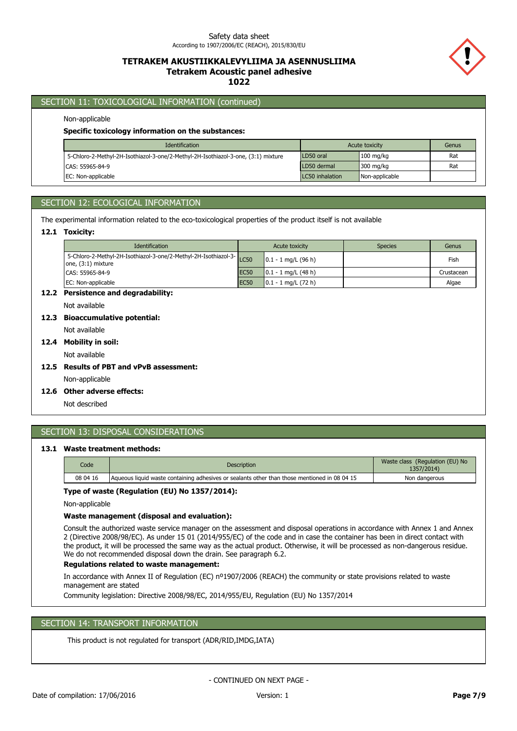## SECTION 11: TOXICOLOGICAL INFORMATION (continued)

Non-applicable

**Specific toxicology information on the substances:**

| Identification | Acute toxicity | | Genus |
|---|---|---|---|
| 5-Chloro-2-Methyl-2H-Isothiazol-3-one/2-Methyl-2H-Isothiazol-3-one, (3:1) mixture | LD50 oral | 100 mg/kg | Rat |
| CAS: 55965-84-9 | LD50 dermal | 300 mg/kg | Rat |
| EC: Non-applicable | LC50 inhalation | Non-applicable | |

## SECTION 12: ECOLOGICAL INFORMATION

The experimental information related to the eco-toxicological properties of the product itself is not available

### 12.1 Toxicity:

| Identification | Acute toxicity | | Species | Genus |
|---|---|---|---|---|
| 5-Chloro-2-Methyl-2H-Isothiazol-3-one/2-Methyl-2H-Isothiazol-3-one, (3:1) mixture | LC50 | 0.1 - 1 mg/L (96 h) | | Fish |
| CAS: 55965-84-9 | EC50 | 0.1 - 1 mg/L (48 h) | | Crustacean |
| EC: Non-applicable | EC50 | 0.1 - 1 mg/L (72 h) | | Algae |

### 12.2 Persistence and degradability:

Not available

### 12.3 Bioaccumulative potential:

Not available

### 12.4 Mobility in soil:

Not available

### 12.5 Results of PBT and vPvB assessment:

Non-applicable

### 12.6 Other adverse effects:

Not described

## SECTION 13: DISPOSAL CONSIDERATIONS

### 13.1 Waste treatment methods:

| Code | Description | Waste class (Regulation (EU) No 1357/2014) |
|---|---|---|
| 08 04 16 | Aqueous liquid waste containing adhesives or sealants other than those mentioned in 08 04 15 | Non dangerous |

**Type of waste (Regulation (EU) No 1357/2014):**

Non-applicable

**Waste management (disposal and evaluation):**

Consult the authorized waste service manager on the assessment and disposal operations in accordance with Annex 1 and Annex 2 (Directive 2008/98/EC). As under 15 01 (2014/955/EC) of the code and in case the container has been in direct contact with the product, it will be processed the same way as the actual product. Otherwise, it will be processed as non-dangerous residue. We do not recommended disposal down the drain. See paragraph 6.2.

**Regulations related to waste management:**

In accordance with Annex II of Regulation (EC) nº1907/2006 (REACH) the community or state provisions related to waste management are stated

Community legislation: Directive 2008/98/EC, 2014/955/EU, Regulation (EU) No 1357/2014

## SECTION 14: TRANSPORT INFORMATION

This product is not regulated for transport (ADR/RID,IMDG,IATA)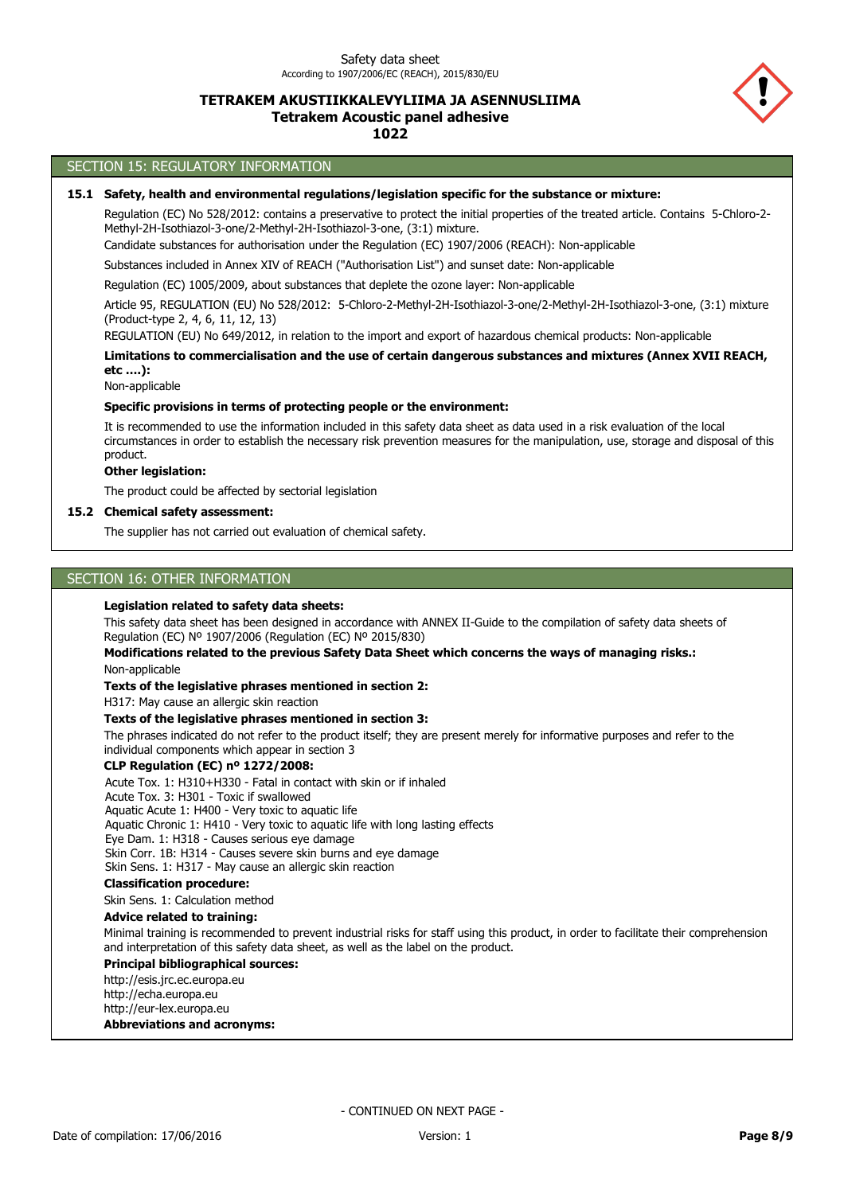## SECTION 15: REGULATORY INFORMATION

### 15.1 Safety, health and environmental regulations/legislation specific for the substance or mixture:

Regulation (EC) No 528/2012: contains a preservative to protect the initial properties of the treated article. Contains 5-Chloro-2-Methyl-2H-Isothiazol-3-one/2-Methyl-2H-Isothiazol-3-one, (3:1) mixture.

Candidate substances for authorisation under the Regulation (EC) 1907/2006 (REACH): Non-applicable

Substances included in Annex XIV of REACH ("Authorisation List") and sunset date: Non-applicable

Regulation (EC) 1005/2009, about substances that deplete the ozone layer: Non-applicable

Article 95, REGULATION (EU) No 528/2012: 5-Chloro-2-Methyl-2H-Isothiazol-3-one/2-Methyl-2H-Isothiazol-3-one, (3:1) mixture (Product-type 2, 4, 6, 11, 12, 13)

REGULATION (EU) No 649/2012, in relation to the import and export of hazardous chemical products: Non-applicable

**Limitations to commercialisation and the use of certain dangerous substances and mixtures (Annex XVII REACH, etc ….):**

Non-applicable

**Specific provisions in terms of protecting people or the environment:**

It is recommended to use the information included in this safety data sheet as data used in a risk evaluation of the local circumstances in order to establish the necessary risk prevention measures for the manipulation, use, storage and disposal of this product.

**Other legislation:**

The product could be affected by sectorial legislation

### 15.2 Chemical safety assessment:

The supplier has not carried out evaluation of chemical safety.

## SECTION 16: OTHER INFORMATION

**Legislation related to safety data sheets:**

This safety data sheet has been designed in accordance with ANNEX II-Guide to the compilation of safety data sheets of Regulation (EC) Nº 1907/2006 (Regulation (EC) Nº 2015/830)

**Modifications related to the previous Safety Data Sheet which concerns the ways of managing risks.:**

Non-applicable

**Texts of the legislative phrases mentioned in section 2:**

H317: May cause an allergic skin reaction

**Texts of the legislative phrases mentioned in section 3:**

The phrases indicated do not refer to the product itself; they are present merely for informative purposes and refer to the individual components which appear in section 3

**CLP Regulation (EC) nº 1272/2008:**

Acute Tox. 1: H310+H330 - Fatal in contact with skin or if inhaled
Acute Tox. 3: H301 - Toxic if swallowed
Aquatic Acute 1: H400 - Very toxic to aquatic life
Aquatic Chronic 1: H410 - Very toxic to aquatic life with long lasting effects
Eye Dam. 1: H318 - Causes serious eye damage
Skin Corr. 1B: H314 - Causes severe skin burns and eye damage
Skin Sens. 1: H317 - May cause an allergic skin reaction

**Classification procedure:**

Skin Sens. 1: Calculation method

**Advice related to training:**

Minimal training is recommended to prevent industrial risks for staff using this product, in order to facilitate their comprehension and interpretation of this safety data sheet, as well as the label on the product.

**Principal bibliographical sources:**

http://esis.jrc.ec.europa.eu
http://echa.europa.eu
http://eur-lex.europa.eu

**Abbreviations and acronyms:**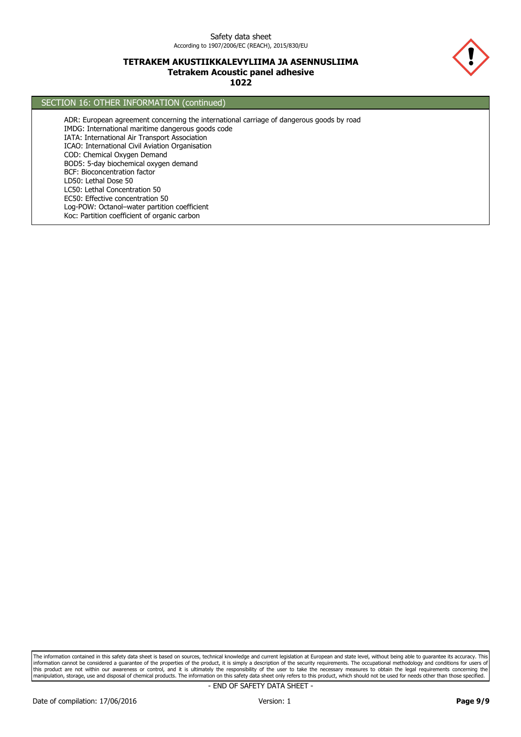## SECTION 16: OTHER INFORMATION (continued)

ADR: European agreement concerning the international carriage of dangerous goods by road
IMDG: International maritime dangerous goods code
IATA: International Air Transport Association
ICAO: International Civil Aviation Organisation
COD: Chemical Oxygen Demand
BOD5: 5-day biochemical oxygen demand
BCF: Bioconcentration factor
LD50: Lethal Dose 50
LC50: Lethal Concentration 50
EC50: Effective concentration 50
Log-POW: Octanol–water partition coefficient
Koc: Partition coefficient of organic carbon

The information contained in this safety data sheet is based on sources, technical knowledge and current legislation at European and state level, without being able to guarantee its accuracy. This information cannot be considered a guarantee of the properties of the product, it is simply a description of the security requirements. The occupational methodology and conditions for users of this product are not within our awareness or control, and it is ultimately the responsibility of the user to take the necessary measures to obtain the legal requirements concerning the manipulation, storage, use and disposal of chemical products. The information on this safety data sheet only refers to this product, which should not be used for needs other than those specified.

- END OF SAFETY DATA SHEET -